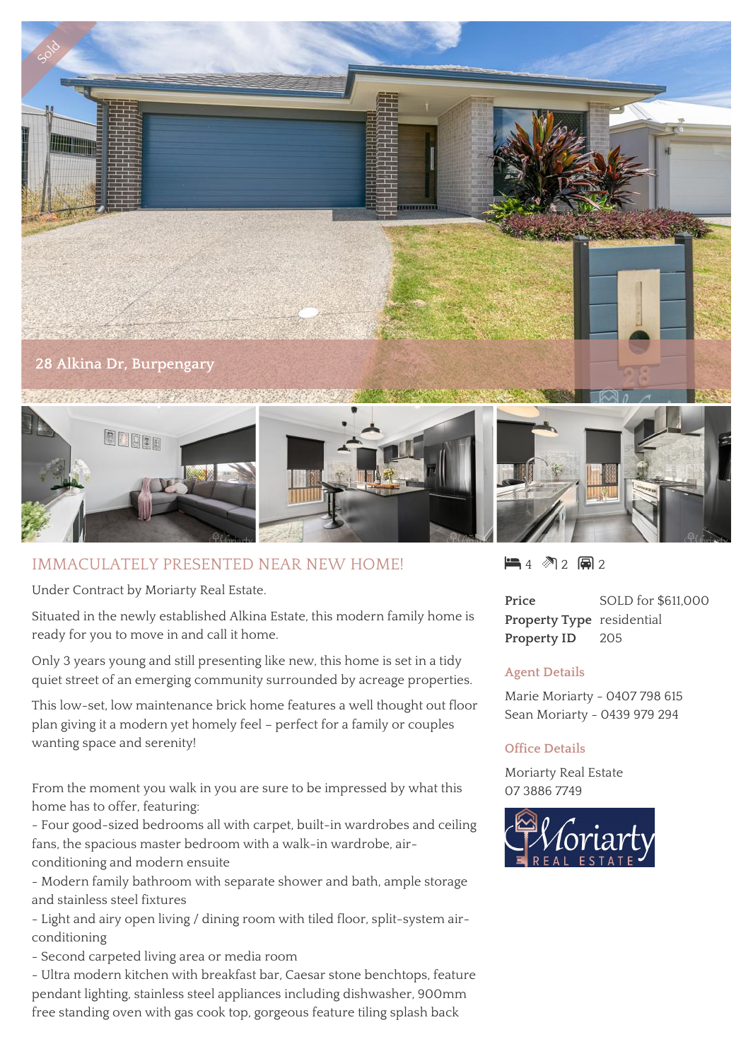Sold

28 Alkina Dr, Burpengary

## IMMACULATELY PRESENTED NEAR NEW HOME!

Under Contract by Moriarty Real Estate.

Situated in the newly established Alkina Estate, this modern family home is ready for you to move in and call it home.

Only 3 years young and still presenting like new, this home is set in a tidy quiet street of an emerging community surrounded by acreage properties.

This low-set, low maintenance brick home features a well thought out floor plan giving it a modern yet homely feel – perfect for a family or couples wanting space and serenity!

From the moment you walk in you are sure to be impressed by what this home has to offer, featuring:
- Four good-sized bedrooms all with carpet, built-in wardrobes and ceiling fans, the spacious master bedroom with a walk-in wardrobe, air-conditioning and modern ensuite
- Modern family bathroom with separate shower and bath, ample storage and stainless steel fixtures
- Light and airy open living / dining room with tiled floor, split-system air-conditioning
- Second carpeted living area or media room
- Ultra modern kitchen with breakfast bar, Caesar stone benchtops, feature pendant lighting, stainless steel appliances including dishwasher, 900mm free standing oven with gas cook top, gorgeous feature tiling splash back

4 2 2

| | |
|---|---|
| **Price** | SOLD for $611,000 |
| **Property Type** | residential |
| **Property ID** | 205 |

### Agent Details

Marie Moriarty - 0407 798 615
Sean Moriarty - 0439 979 294

### Office Details

Moriarty Real Estate
07 3886 7749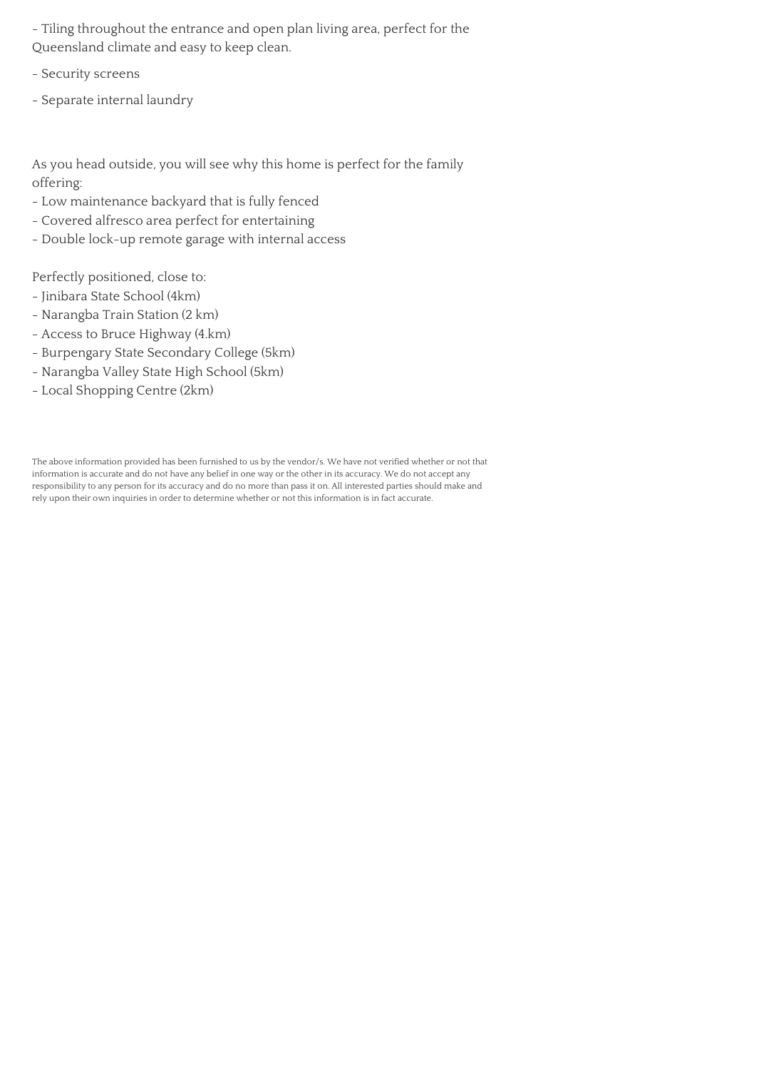- Tiling throughout the entrance and open plan living area, perfect for the Queensland climate and easy to keep clean.

- Security screens

- Separate internal laundry

As you head outside, you will see why this home is perfect for the family offering:
- Low maintenance backyard that is fully fenced
- Covered alfresco area perfect for entertaining
- Double lock-up remote garage with internal access

Perfectly positioned, close to:
- Jinibara State School (4km)
- Narangba Train Station (2 km)
- Access to Bruce Highway (4.km)
- Burpengary State Secondary College (5km)
- Narangba Valley State High School (5km)
- Local Shopping Centre (2km)

The above information provided has been furnished to us by the vendor/s. We have not verified whether or not that information is accurate and do not have any belief in one way or the other in its accuracy. We do not accept any responsibility to any person for its accuracy and do no more than pass it on. All interested parties should make and rely upon their own inquiries in order to determine whether or not this information is in fact accurate.